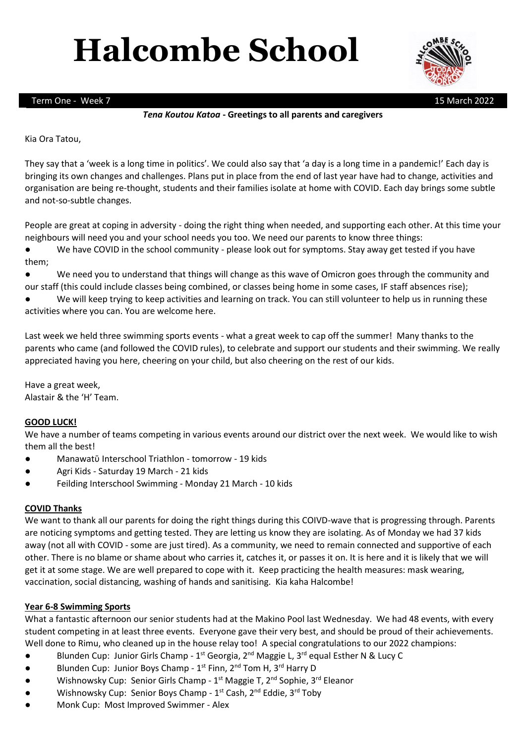# Halcombe School

Term One - Week 7 15 March 2022

***Tena Koutou Katoa*** **- Greetings to all parents and caregivers**

Kia Ora Tatou,

They say that a 'week is a long time in politics'. We could also say that 'a day is a long time in a pandemic!' Each day is bringing its own changes and challenges. Plans put in place from the end of last year have had to change, activities and organisation are being re-thought, students and their families isolate at home with COVID. Each day brings some subtle and not-so-subtle changes.

People are great at coping in adversity - doing the right thing when needed, and supporting each other. At this time your neighbours will need you and your school needs you too. We need our parents to know three things:

- We have COVID in the school community - please look out for symptoms. Stay away get tested if you have them;
- We need you to understand that things will change as this wave of Omicron goes through the community and our staff (this could include classes being combined, or classes being home in some cases, IF staff absences rise);
- We will keep trying to keep activities and learning on track. You can still volunteer to help us in running these activities where you can. You are welcome here.

Last week we held three swimming sports events - what a great week to cap off the summer! Many thanks to the parents who came (and followed the COVID rules), to celebrate and support our students and their swimming. We really appreciated having you here, cheering on your child, but also cheering on the rest of our kids.

Have a great week,
Alastair & the 'H' Team.

**GOOD LUCK!**

We have a number of teams competing in various events around our district over the next week. We would like to wish them all the best!

- Manawatū Interschool Triathlon - tomorrow - 19 kids
- Agri Kids - Saturday 19 March - 21 kids
- Feilding Interschool Swimming - Monday 21 March - 10 kids

**COVID Thanks**

We want to thank all our parents for doing the right things during this COIVD-wave that is progressing through. Parents are noticing symptoms and getting tested. They are letting us know they are isolating. As of Monday we had 37 kids away (not all with COVID - some are just tired). As a community, we need to remain connected and supportive of each other. There is no blame or shame about who carries it, catches it, or passes it on. It is here and it is likely that we will get it at some stage. We are well prepared to cope with it. Keep practicing the health measures: mask wearing, vaccination, social distancing, washing of hands and sanitising. Kia kaha Halcombe!

**Year 6-8 Swimming Sports**

What a fantastic afternoon our senior students had at the Makino Pool last Wednesday. We had 48 events, with every student competing in at least three events. Everyone gave their very best, and should be proud of their achievements. Well done to Rimu, who cleaned up in the house relay too! A special congratulations to our 2022 champions:

- Blunden Cup: Junior Girls Champ - 1st Georgia, 2nd Maggie L, 3rd equal Esther N & Lucy C
- Blunden Cup: Junior Boys Champ - 1st Finn, 2nd Tom H, 3rd Harry D
- Wishnowsky Cup: Senior Girls Champ - 1st Maggie T, 2nd Sophie, 3rd Eleanor
- Wishnowsky Cup: Senior Boys Champ - 1st Cash, 2nd Eddie, 3rd Toby
- Monk Cup: Most Improved Swimmer - Alex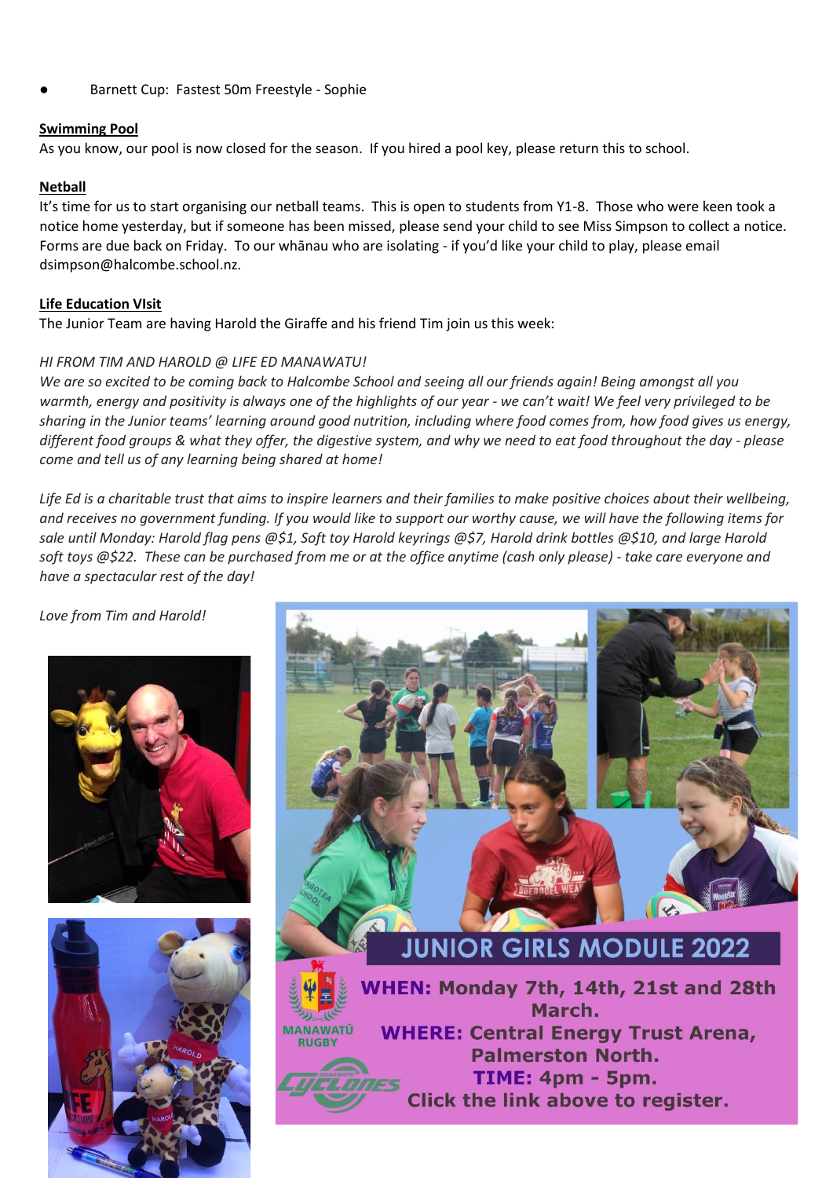- Barnett Cup: Fastest 50m Freestyle - Sophie

**Swimming Pool**

As you know, our pool is now closed for the season. If you hired a pool key, please return this to school.

**Netball**

It's time for us to start organising our netball teams. This is open to students from Y1-8. Those who were keen took a notice home yesterday, but if someone has been missed, please send your child to see Miss Simpson to collect a notice. Forms are due back on Friday. To our whānau who are isolating - if you'd like your child to play, please email dsimpson@halcombe.school.nz.

**Life Education VIsit**

The Junior Team are having Harold the Giraffe and his friend Tim join us this week:

*HI FROM TIM AND HAROLD @ LIFE ED MANAWATU!*

*We are so excited to be coming back to Halcombe School and seeing all our friends again! Being amongst all you warmth, energy and positivity is always one of the highlights of our year - we can't wait! We feel very privileged to be sharing in the Junior teams' learning around good nutrition, including where food comes from, how food gives us energy, different food groups & what they offer, the digestive system, and why we need to eat food throughout the day - please come and tell us of any learning being shared at home!*

*Life Ed is a charitable trust that aims to inspire learners and their families to make positive choices about their wellbeing, and receives no government funding. If you would like to support our worthy cause, we will have the following items for sale until Monday: Harold flag pens @$1, Soft toy Harold keyrings @$7, Harold drink bottles @$10, and large Harold soft toys @$22. These can be purchased from me or at the office anytime (cash only please) - take care everyone and have a spectacular rest of the day!*

*Love from Tim and Harold!*

JUNIOR GIRLS MODULE 2022

WHEN: Monday 7th, 14th, 21st and 28th March.

WHERE: Central Energy Trust Arena, Palmerston North.

TIME: 4pm - 5pm.

Click the link above to register.

MANAWATŪ RUGBY

CYCLONES